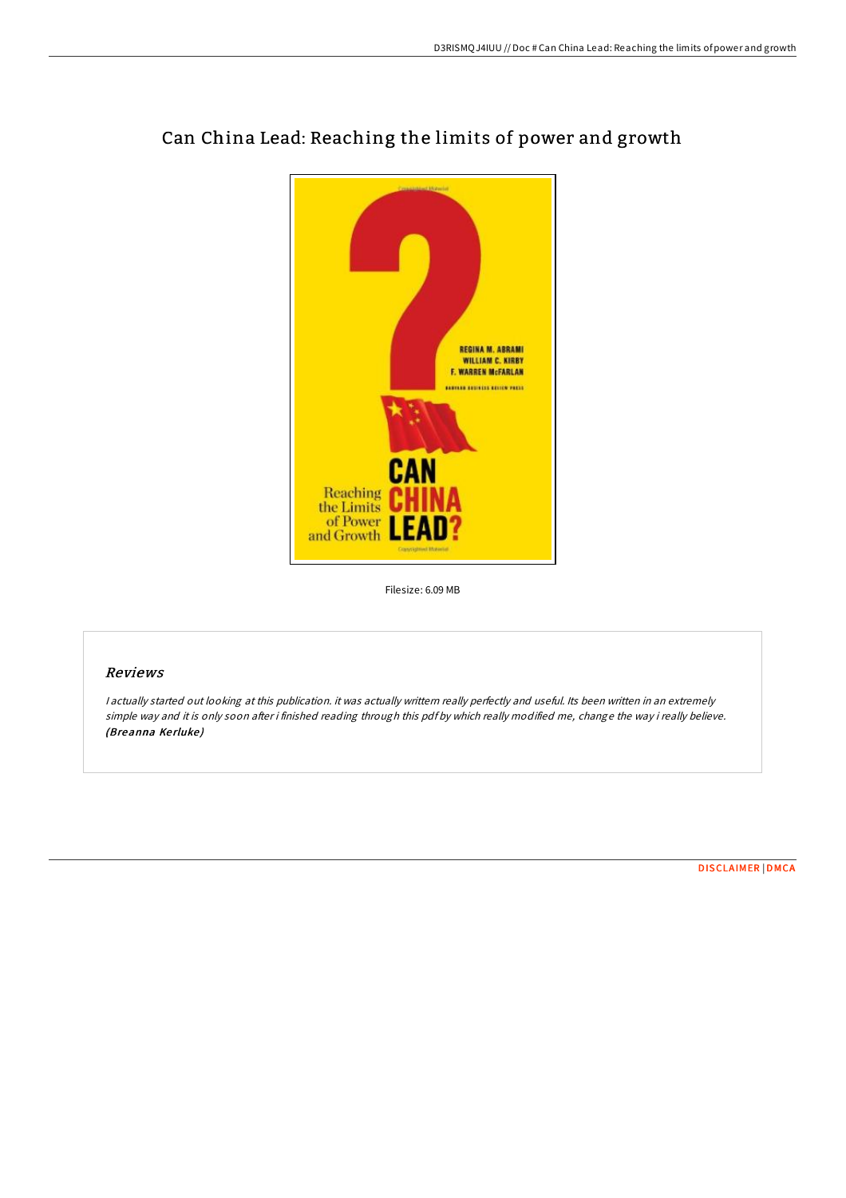# Can China Lead: Reaching the limits of power and growth

Filesize: 6.09 MB

## *Reviews*

*I actually started out looking at this publication. it was actually writtern really perfectly and useful. Its been written in an extremely simple way and it is only soon after i finished reading through this pdf by which really modified me, change the way i really believe.* **(Breanna Kerluke)**

DISCLAIMER | DMCA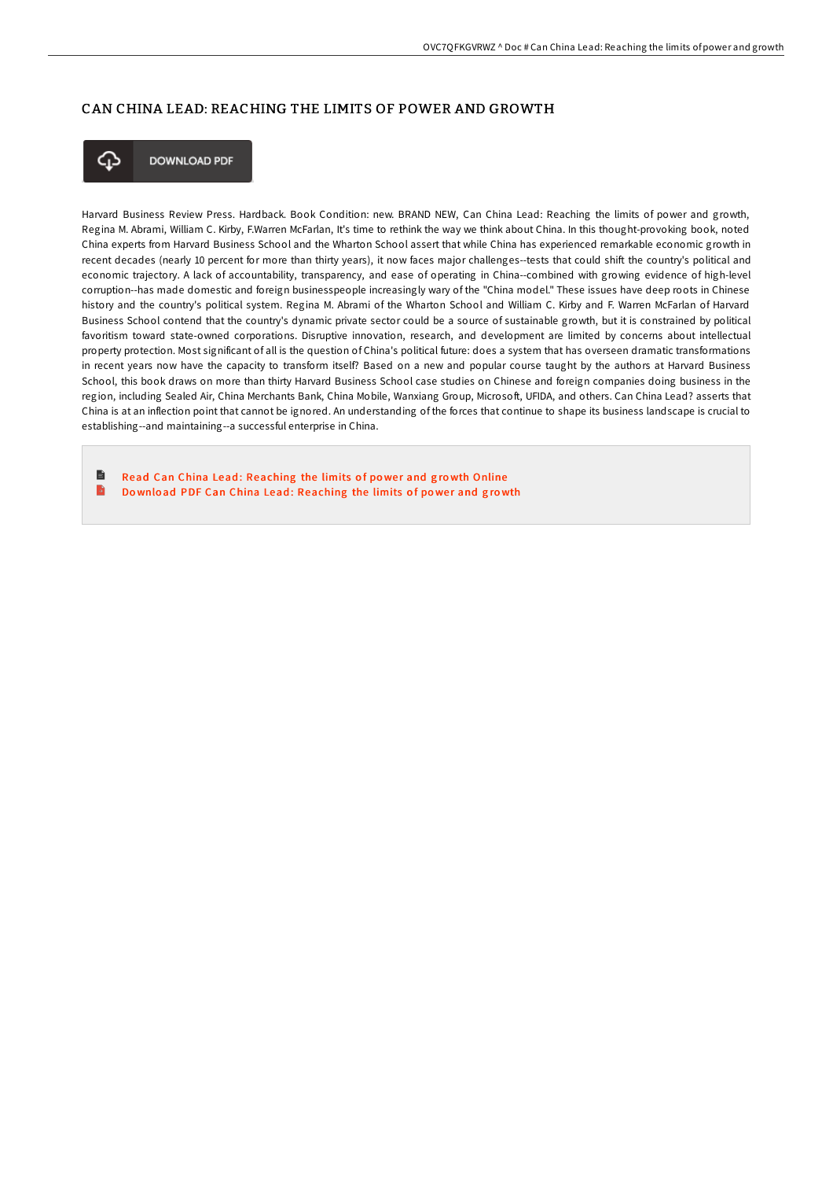# CAN CHINA LEAD: REACHING THE LIMITS OF POWER AND GROWTH

DOWNLOAD PDF

Harvard Business Review Press. Hardback. Book Condition: new. BRAND NEW, Can China Lead: Reaching the limits of power and growth, Regina M. Abrami, William C. Kirby, F.Warren McFarlan, It's time to rethink the way we think about China. In this thought-provoking book, noted China experts from Harvard Business School and the Wharton School assert that while China has experienced remarkable economic growth in recent decades (nearly 10 percent for more than thirty years), it now faces major challenges--tests that could shift the country's political and economic trajectory. A lack of accountability, transparency, and ease of operating in China--combined with growing evidence of high-level corruption--has made domestic and foreign businesspeople increasingly wary of the "China model." These issues have deep roots in Chinese history and the country's political system. Regina M. Abrami of the Wharton School and William C. Kirby and F. Warren McFarlan of Harvard Business School contend that the country's dynamic private sector could be a source of sustainable growth, but it is constrained by political favoritism toward state-owned corporations. Disruptive innovation, research, and development are limited by concerns about intellectual property protection. Most significant of all is the question of China's political future: does a system that has overseen dramatic transformations in recent years now have the capacity to transform itself? Based on a new and popular course taught by the authors at Harvard Business School, this book draws on more than thirty Harvard Business School case studies on Chinese and foreign companies doing business in the region, including Sealed Air, China Merchants Bank, China Mobile, Wanxiang Group, Microsoft, UFIDA, and others. Can China Lead? asserts that China is at an inflection point that cannot be ignored. An understanding of the forces that continue to shape its business landscape is crucial to establishing--and maintaining--a successful enterprise in China.

- Read Can China Lead: Reaching the limits of power and growth Online
- Download PDF Can China Lead: Reaching the limits of power and growth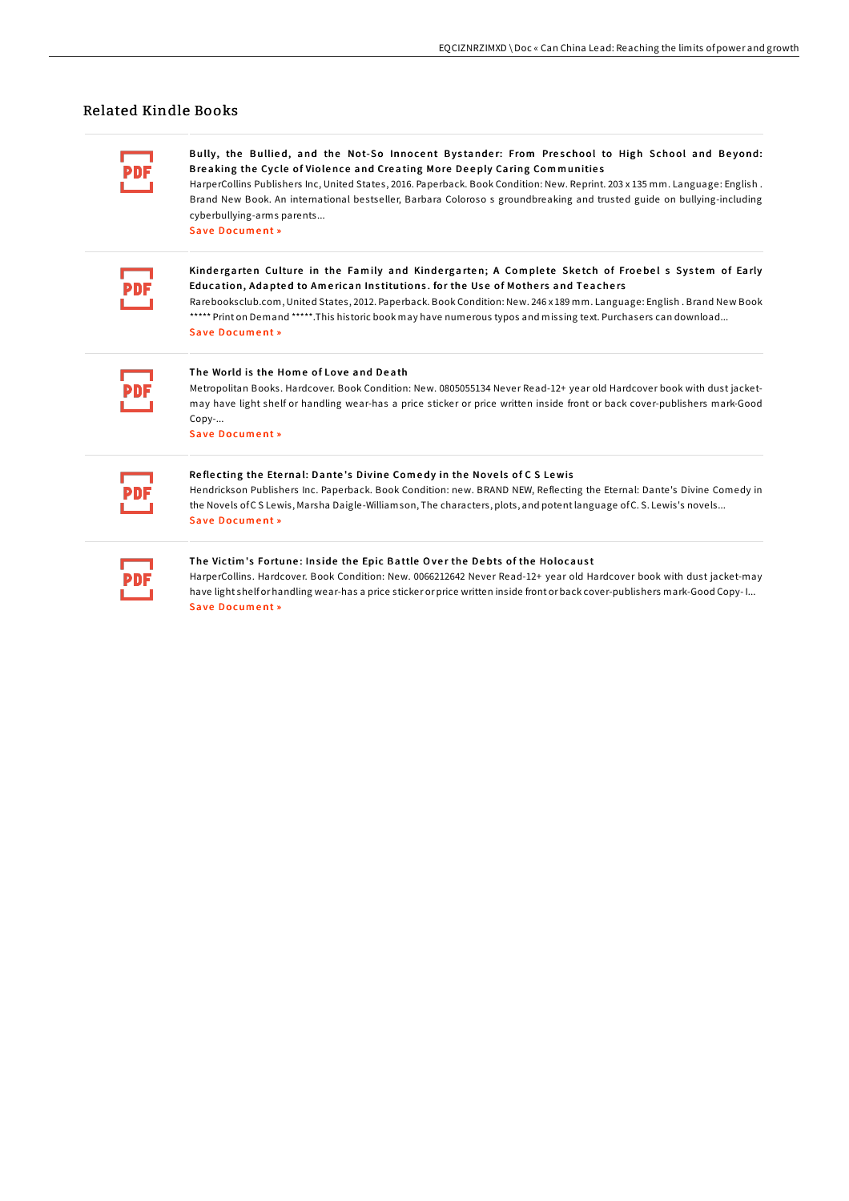## Related Kindle Books

**Bully, the Bullied, and the Not-So Innocent Bystander: From Preschool to High School and Beyond: Breaking the Cycle of Violence and Creating More Deeply Caring Communities**

HarperCollins Publishers Inc, United States, 2016. Paperback. Book Condition: New. Reprint. 203 x 135 mm. Language: English . Brand New Book. An international bestseller, Barbara Coloroso s groundbreaking and trusted guide on bullying-including cyberbullying-arms parents...

Save Document »

**Kindergarten Culture in the Family and Kindergarten; A Complete Sketch of Froebel s System of Early Education, Adapted to American Institutions. for the Use of Mothers and Teachers**

Rarebooksclub.com, United States, 2012. Paperback. Book Condition: New. 246 x 189 mm. Language: English . Brand New Book ***** Print on Demand *****.This historic book may have numerous typos and missing text. Purchasers can download...

Save Document »

**The World is the Home of Love and Death**

Metropolitan Books. Hardcover. Book Condition: New. 0805055134 Never Read-12+ year old Hardcover book with dust jacket-may have light shelf or handling wear-has a price sticker or price written inside front or back cover-publishers mark-Good Copy-...

Save Document »

**Reflecting the Eternal: Dante's Divine Comedy in the Novels of C S Lewis**

Hendrickson Publishers Inc. Paperback. Book Condition: new. BRAND NEW, Reflecting the Eternal: Dante's Divine Comedy in the Novels of C S Lewis, Marsha Daigle-Williamson, The characters, plots, and potent language of C. S. Lewis's novels...

Save Document »

**The Victim's Fortune: Inside the Epic Battle Over the Debts of the Holocaust**

HarperCollins. Hardcover. Book Condition: New. 0066212642 Never Read-12+ year old Hardcover book with dust jacket-may have light shelf or handling wear-has a price sticker or price written inside front or back cover-publishers mark-Good Copy- I...

Save Document »